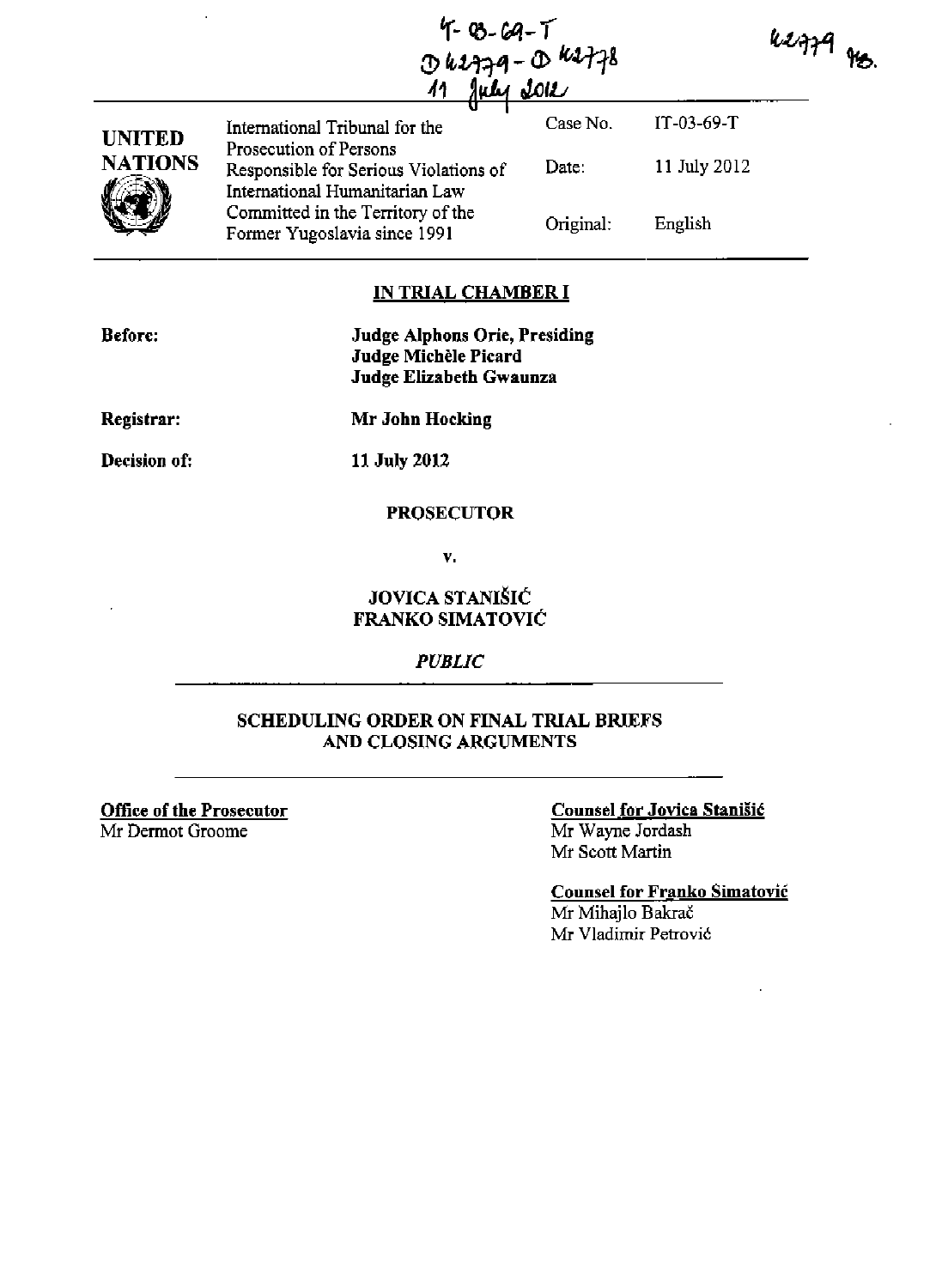IT-03-69-T
D 42779 - D 42778
11 July 2012

42779 MB.

| UNITED NATIONS | International Tribunal for the Prosecution of Persons Responsible for Serious Violations of International Humanitarian Law Committed in the Territory of the Former Yugoslavia since 1991 | Case No. | IT-03-69-T |
|---|---|---|---|
| | | Date: | 11 July 2012 |
| | | Original: | English |

## IN TRIAL CHAMBER I

**Before:** **Judge Alphons Orie, Presiding**
**Judge Michèle Picard**
**Judge Elizabeth Gwaunza**

**Registrar:** **Mr John Hocking**

**Decision of:** **11 July 2012**

**PROSECUTOR**

**v.**

**JOVICA STANIŠIĆ**
**FRANKO SIMATOVIĆ**

***PUBLIC***

## SCHEDULING ORDER ON FINAL TRIAL BRIEFS AND CLOSING ARGUMENTS

**Office of the Prosecutor**
Mr Dermot Groome

**Counsel for Jovica Stanišić**
Mr Wayne Jordash
Mr Scott Martin

**Counsel for Franko Simatović**
Mr Mihajlo Bakrač
Mr Vladimir Petrović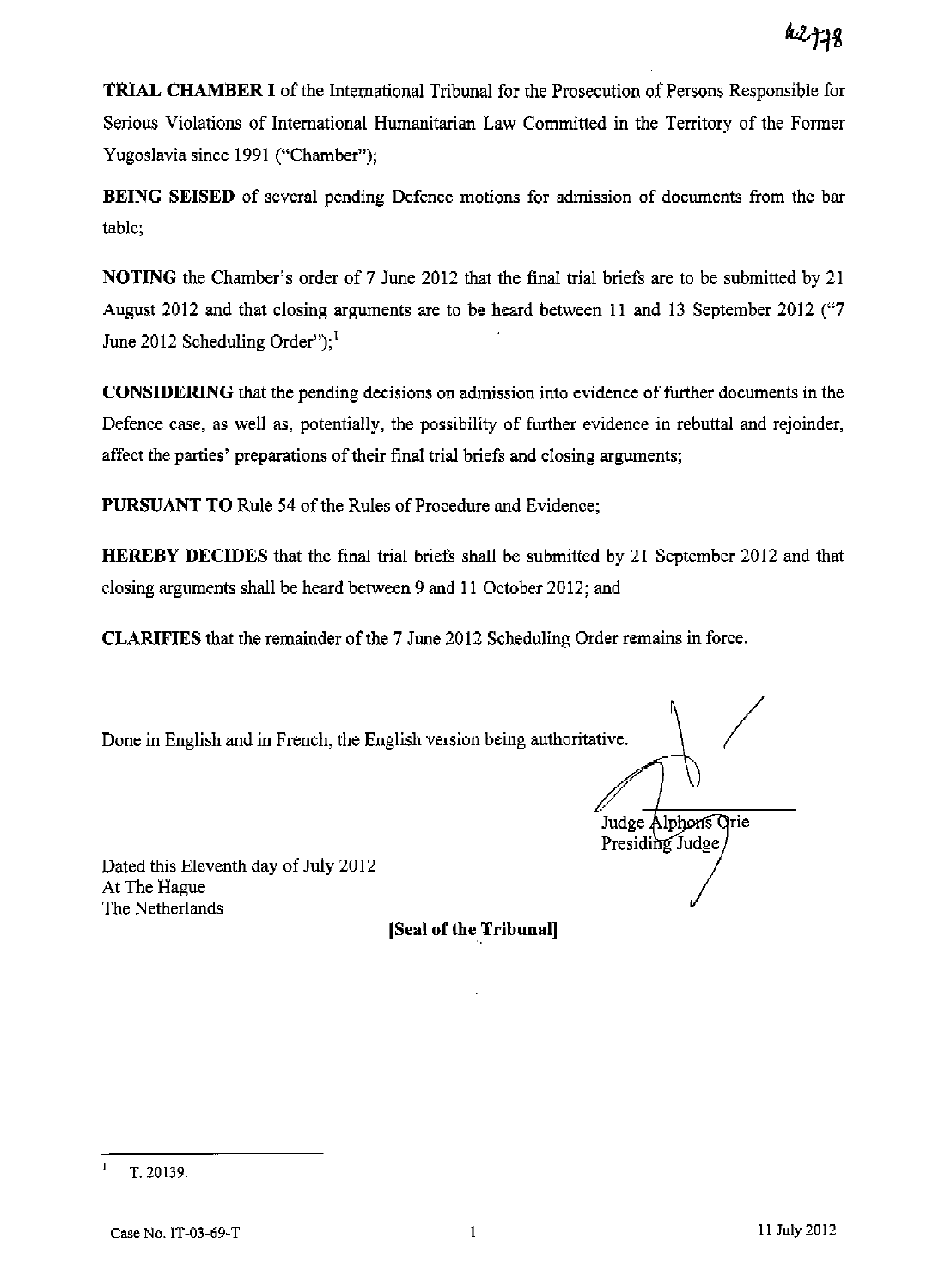**TRIAL CHAMBER I** of the International Tribunal for the Prosecution of Persons Responsible for Serious Violations of International Humanitarian Law Committed in the Territory of the Former Yugoslavia since 1991 ("Chamber");

**BEING SEISED** of several pending Defence motions for admission of documents from the bar table;

**NOTING** the Chamber's order of 7 June 2012 that the final trial briefs are to be submitted by 21 August 2012 and that closing arguments are to be heard between 11 and 13 September 2012 ("7 June 2012 Scheduling Order");[1]

**CONSIDERING** that the pending decisions on admission into evidence of further documents in the Defence case, as well as, potentially, the possibility of further evidence in rebuttal and rejoinder, affect the parties' preparations of their final trial briefs and closing arguments;

**PURSUANT TO** Rule 54 of the Rules of Procedure and Evidence;

**HEREBY DECIDES** that the final trial briefs shall be submitted by 21 September 2012 and that closing arguments shall be heard between 9 and 11 October 2012; and

**CLARIFIES** that the remainder of the 7 June 2012 Scheduling Order remains in force.

Done in English and in French, the English version being authoritative.

Judge Alphons Orie
Presiding Judge

Dated this Eleventh day of July 2012
At The Hague
The Netherlands

**[Seal of the Tribunal]**

---

[1] T. 20139.

Case No. IT-03-69-T — 11 July 2012